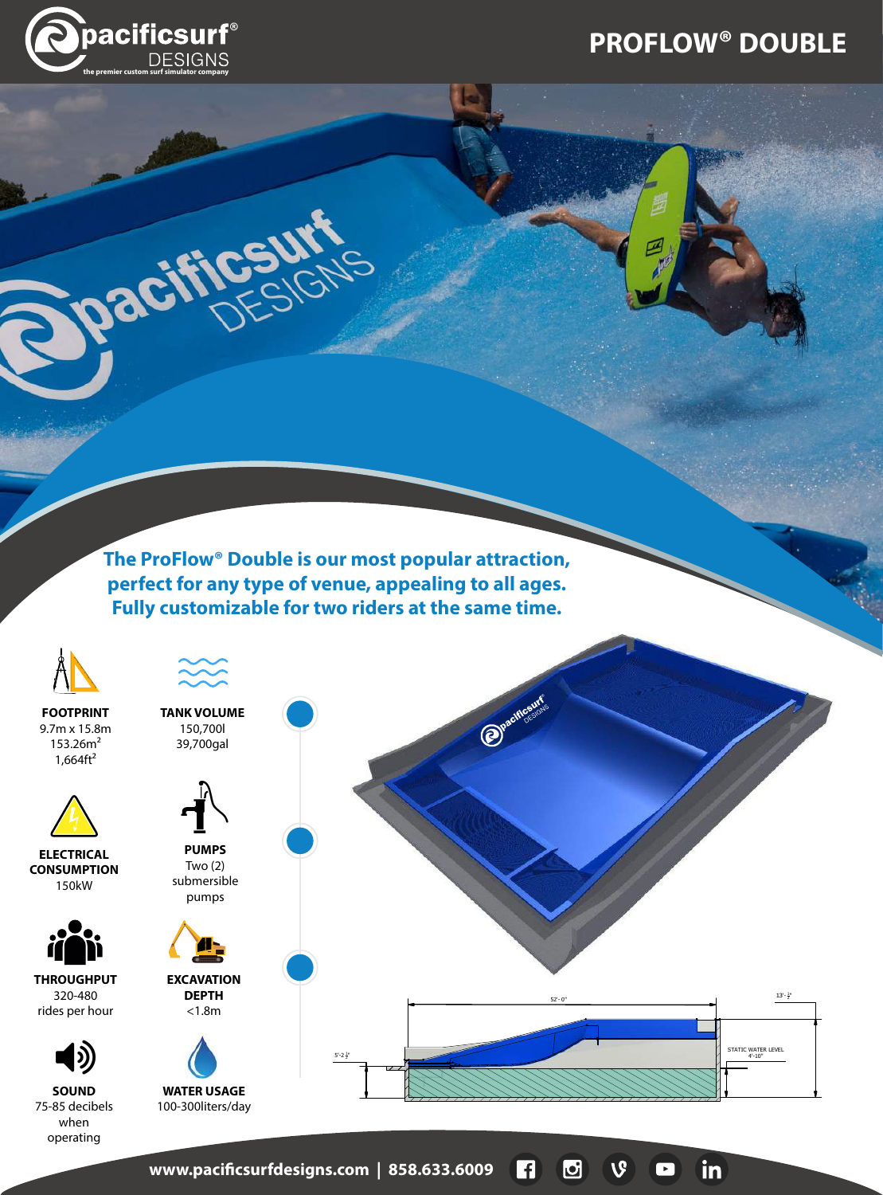pacificsurf® DESIGNS
the premier custom surf simulator company

# PROFLOW® DOUBLE

**The ProFlow® Double is our most popular attraction, perfect for any type of venue, appealing to all ages. Fully customizable for two riders at the same time.**

**FOOTPRINT**
9.7m x 15.8m
153.26m²
1,664ft²

**TANK VOLUME**
150,700l
39,700gal

**ELECTRICAL CONSUMPTION**
150kW

**PUMPS**
Two (2) submersible pumps

**THROUGHPUT**
320-480 rides per hour

**EXCAVATION DEPTH**
<1.8m

**SOUND**
75-85 decibels when operating

**WATER USAGE**
100-300liters/day

52'-0"
13'-½"
5'-2 ½"
STATIC WATER LEVEL 4'-10"

**www.pacificsurfdesigns.com | 858.633.6009**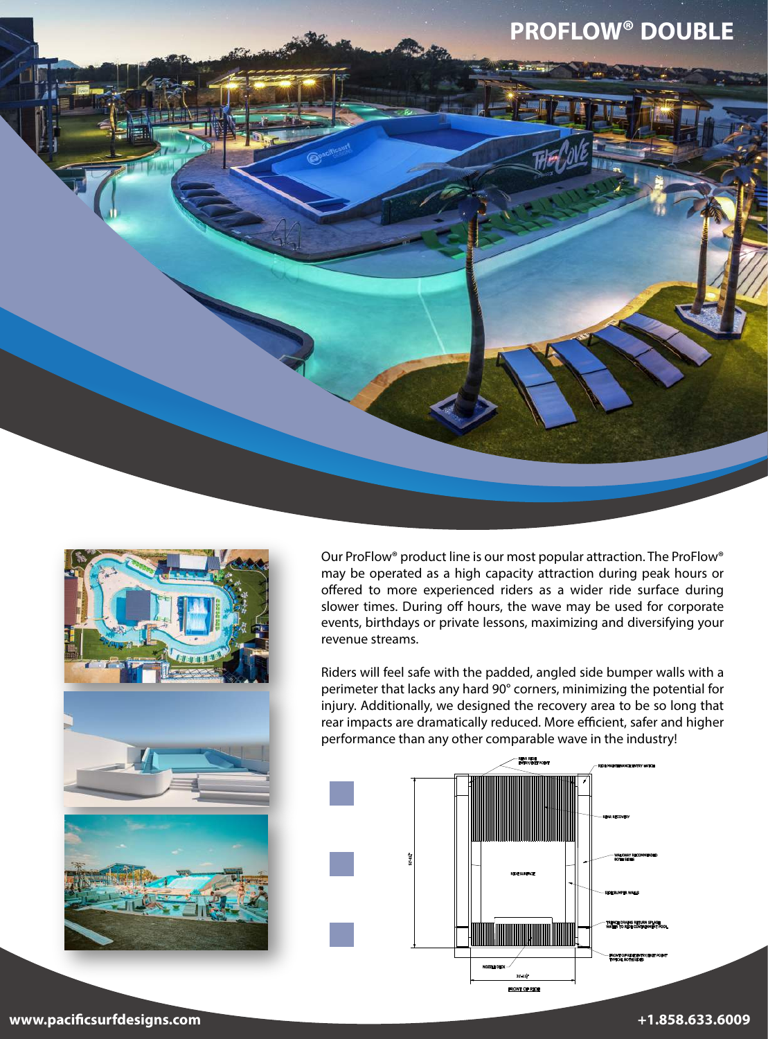# PROFLOW® DOUBLE

Our ProFlow® product line is our most popular attraction. The ProFlow® may be operated as a high capacity attraction during peak hours or offered to more experienced riders as a wider ride surface during slower times. During off hours, the wave may be used for corporate events, birthdays or private lessons, maximizing and diversifying your revenue streams.

Riders will feel safe with the padded, angled side bumper walls with a perimeter that lacks any hard 90° corners, minimizing the potential for injury. Additionally, we designed the recovery area to be so long that rear impacts are dramatically reduced. More efficient, safer and higher performance than any other comparable wave in the industry!

REAR RIDE ENTRY/EXIT POINT

RIDE MAINTENANCE ENTRY WATER

REAR RECOVERY

WALKWAY RECOMMENDED BOTH SIDES

RIDE SURFACE

SIDE BUMPER WALLS

TRENCH DRAINS RETURN SPLASH WATER TO RIDE CONTAINMENT POOL

FRONT OF RIDE ENTRY/EXIT POINT TYPICAL BOTH SIDES

NOZZLE DECK

FRONT OF RIDE

www.pacificsurfdesigns.com

+1.858.633.6009